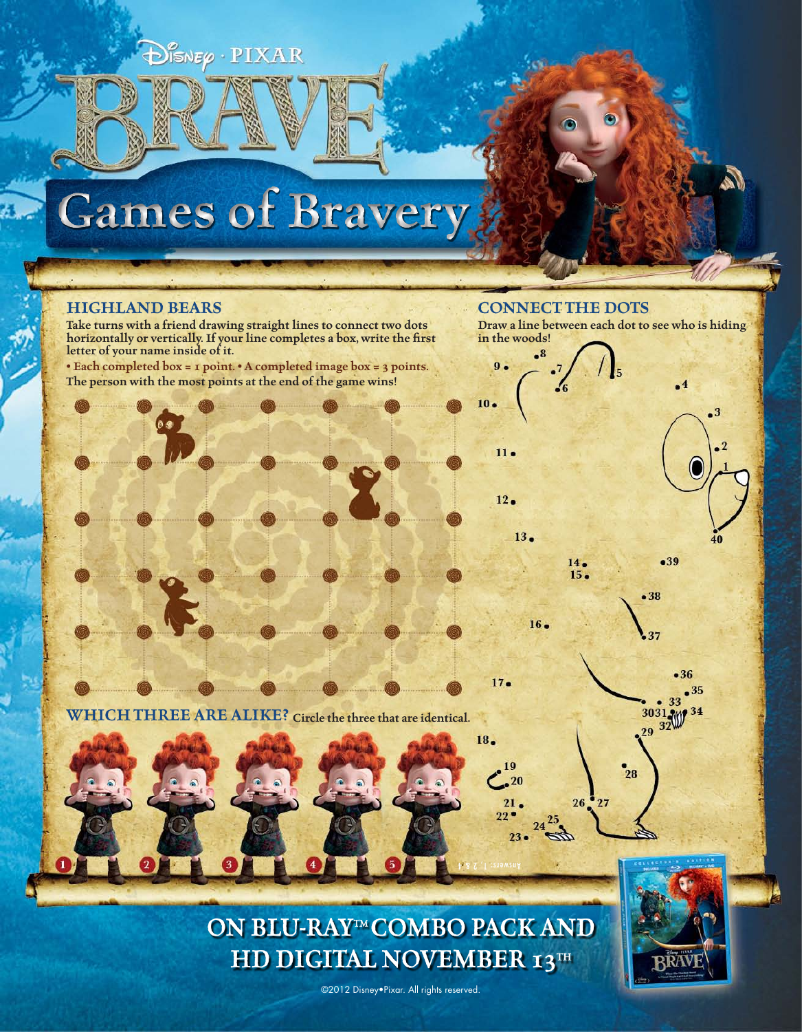Disney · PIXAR

# BRAVE

## Games of Bravery

### HIGHLAND BEARS

Take turns with a friend drawing straight lines to connect two dots horizontally or vertically. If your line completes a box, write the first letter of your name inside of it.

**• Each completed box = 1 point. • A completed image box = 3 points.**

**The person with the most points at the end of the game wins!**

### CONNECT THE DOTS

Draw a line between each dot to see who is hiding in the woods!

### WHICH THREE ARE ALIKE?

Circle the three that are identical.

1 2 3 4 5

Answers: 1, 2 & 4

## ON BLU-RAY™ COMBO PACK AND HD DIGITAL NOVEMBER 13TH

©2012 Disney•Pixar. All rights reserved.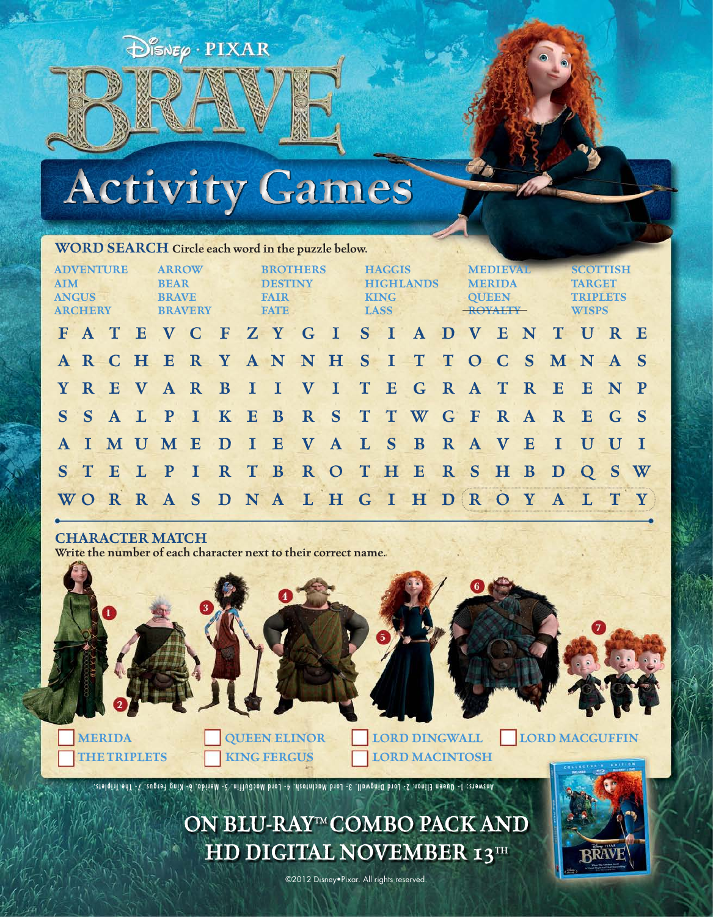Disney · PIXAR

# BRAVE

## Activity Games

### WORD SEARCH Circle each word in the puzzle below.

| | | | | | |
|---|---|---|---|---|---|
| ADVENTURE | ARROW | BROTHERS | HAGGIS | MEDIEVAL | SCOTTISH |
| AIM | BEAR | DESTINY | HIGHLANDS | MERIDA | TARGET |
| ANGUS | BRAVE | FAIR | KING | QUEEN | TRIPLETS |
| ARCHERY | BRAVERY | FATE | LASS | ~~ROYALTY~~ | WISPS |

```
F A T E V C F Z Y G I S I A D V E N T U R E
A R C H E R Y A N N H S I T T O C S M N A S
Y R E V A R B I I V I T E G R A T R E E N P
S S A L P I K E B R S T T W G F R A R E G S
A I M U M E D I E V A L S B R A V E I U U I
S T E L P I R T B R O T H E R S H B D Q S W
W O R R A S D N A L H G I H D R O Y A L T Y
```

### CHARACTER MATCH

Write the number of each character next to their correct name.

1 2 3 4 5 6 7

- [ ] MERIDA
- [ ] THE TRIPLETS
- [ ] QUEEN ELINOR
- [ ] KING FERGUS
- [ ] LORD DINGWALL
- [ ] LORD MACINTOSH
- [ ] LORD MACGUFFIN

Answers: 1- Queen Elinor. 2- Lord Dingwall. 3- Lord Macintosh. 4- Lord MacGuffin. 5- Merida. 6- King Fergus. 7- The Triplets.

**ON BLU-RAY™ COMBO PACK AND HD DIGITAL NOVEMBER 13TH**

©2012 Disney•Pixar. All rights reserved.